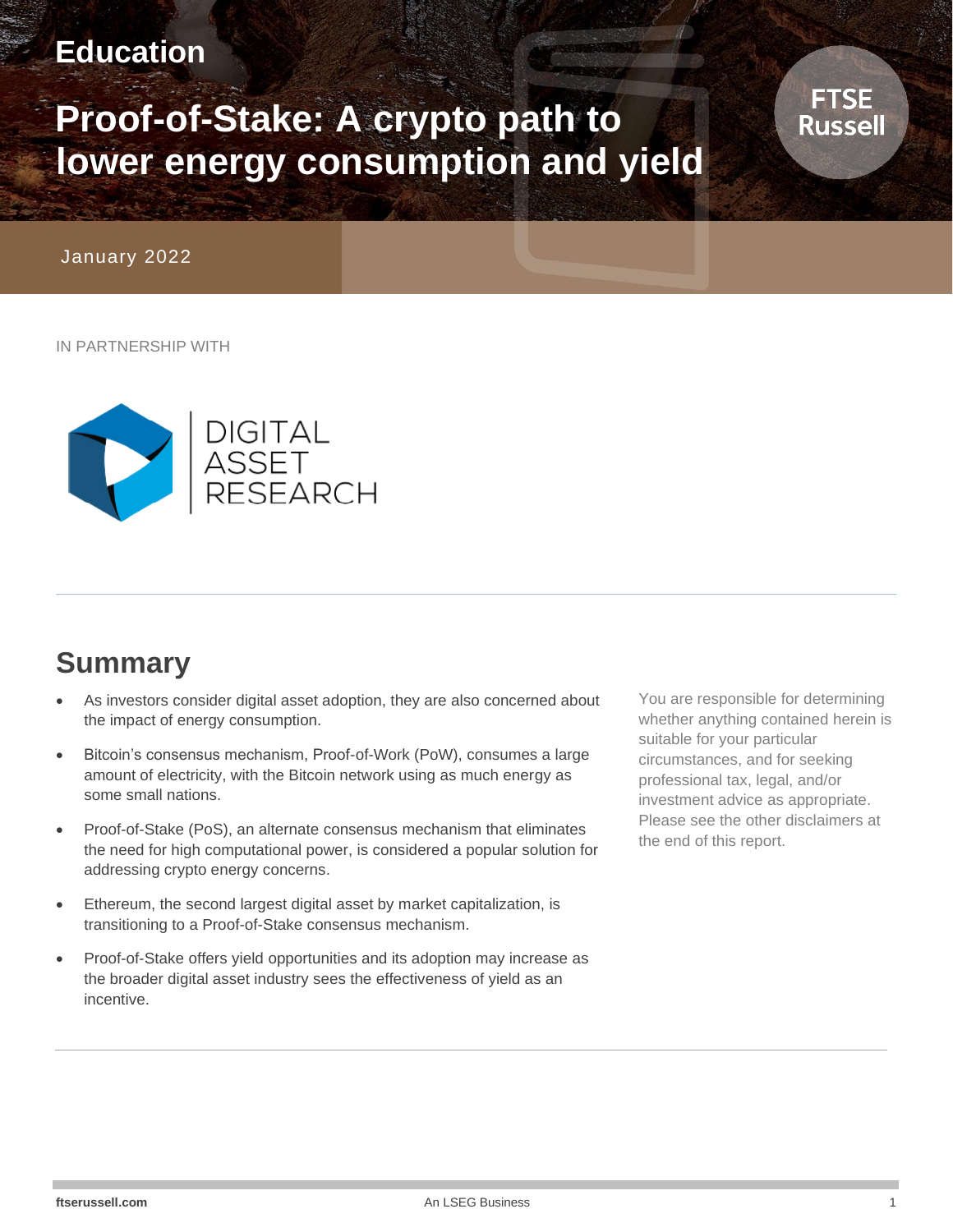Education

# Proof-of-Stake: A crypto path to lower energy consumption and yield

January 2022

IN PARTNERSHIP WITH

DIGITAL ASSET RESEARCH

## Summary

- As investors consider digital asset adoption, they are also concerned about the impact of energy consumption.
- Bitcoin's consensus mechanism, Proof-of-Work (PoW), consumes a large amount of electricity, with the Bitcoin network using as much energy as some small nations.
- Proof-of-Stake (PoS), an alternate consensus mechanism that eliminates the need for high computational power, is considered a popular solution for addressing crypto energy concerns.
- Ethereum, the second largest digital asset by market capitalization, is transitioning to a Proof-of-Stake consensus mechanism.
- Proof-of-Stake offers yield opportunities and its adoption may increase as the broader digital asset industry sees the effectiveness of yield as an incentive.

You are responsible for determining whether anything contained herein is suitable for your particular circumstances, and for seeking professional tax, legal, and/or investment advice as appropriate. Please see the other disclaimers at the end of this report.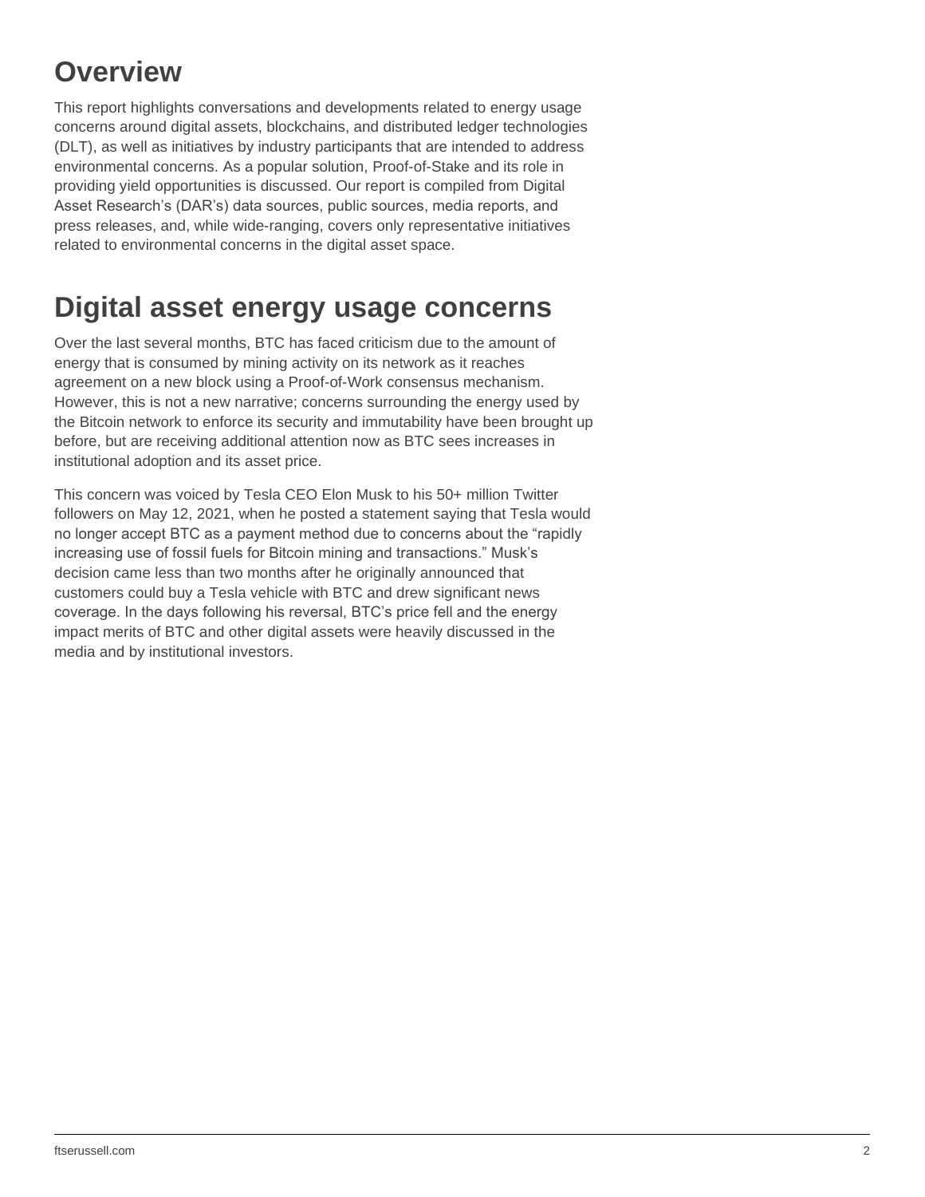## Overview

This report highlights conversations and developments related to energy usage concerns around digital assets, blockchains, and distributed ledger technologies (DLT), as well as initiatives by industry participants that are intended to address environmental concerns. As a popular solution, Proof-of-Stake and its role in providing yield opportunities is discussed. Our report is compiled from Digital Asset Research's (DAR's) data sources, public sources, media reports, and press releases, and, while wide-ranging, covers only representative initiatives related to environmental concerns in the digital asset space.

## Digital asset energy usage concerns

Over the last several months, BTC has faced criticism due to the amount of energy that is consumed by mining activity on its network as it reaches agreement on a new block using a Proof-of-Work consensus mechanism. However, this is not a new narrative; concerns surrounding the energy used by the Bitcoin network to enforce its security and immutability have been brought up before, but are receiving additional attention now as BTC sees increases in institutional adoption and its asset price.

This concern was voiced by Tesla CEO Elon Musk to his 50+ million Twitter followers on May 12, 2021, when he posted a statement saying that Tesla would no longer accept BTC as a payment method due to concerns about the "rapidly increasing use of fossil fuels for Bitcoin mining and transactions." Musk's decision came less than two months after he originally announced that customers could buy a Tesla vehicle with BTC and drew significant news coverage. In the days following his reversal, BTC's price fell and the energy impact merits of BTC and other digital assets were heavily discussed in the media and by institutional investors.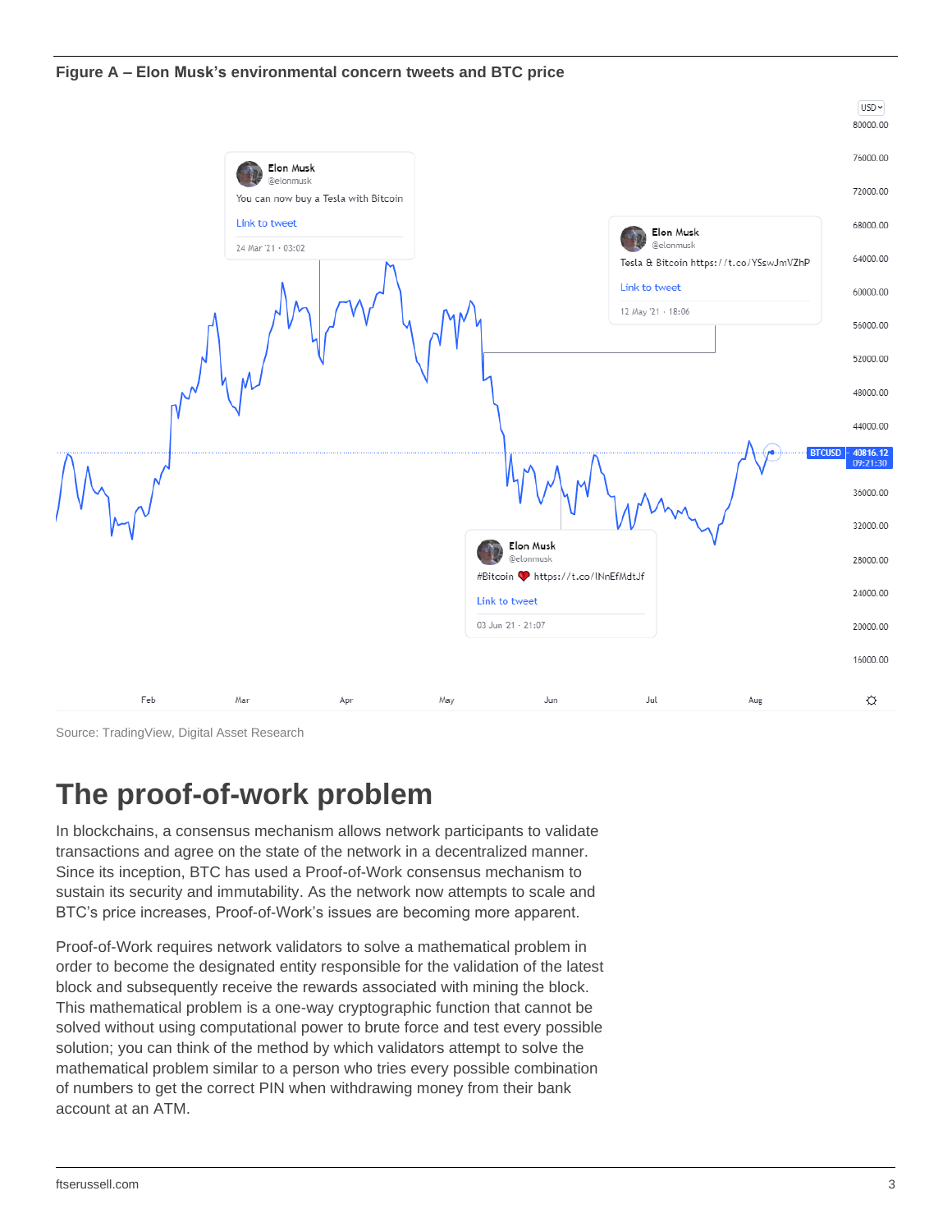**Figure A – Elon Musk's environmental concern tweets and BTC price**

Source: TradingView, Digital Asset Research

# The proof-of-work problem

In blockchains, a consensus mechanism allows network participants to validate transactions and agree on the state of the network in a decentralized manner. Since its inception, BTC has used a Proof-of-Work consensus mechanism to sustain its security and immutability. As the network now attempts to scale and BTC's price increases, Proof-of-Work's issues are becoming more apparent.

Proof-of-Work requires network validators to solve a mathematical problem in order to become the designated entity responsible for the validation of the latest block and subsequently receive the rewards associated with mining the block. This mathematical problem is a one-way cryptographic function that cannot be solved without using computational power to brute force and test every possible solution; you can think of the method by which validators attempt to solve the mathematical problem similar to a person who tries every possible combination of numbers to get the correct PIN when withdrawing money from their bank account at an ATM.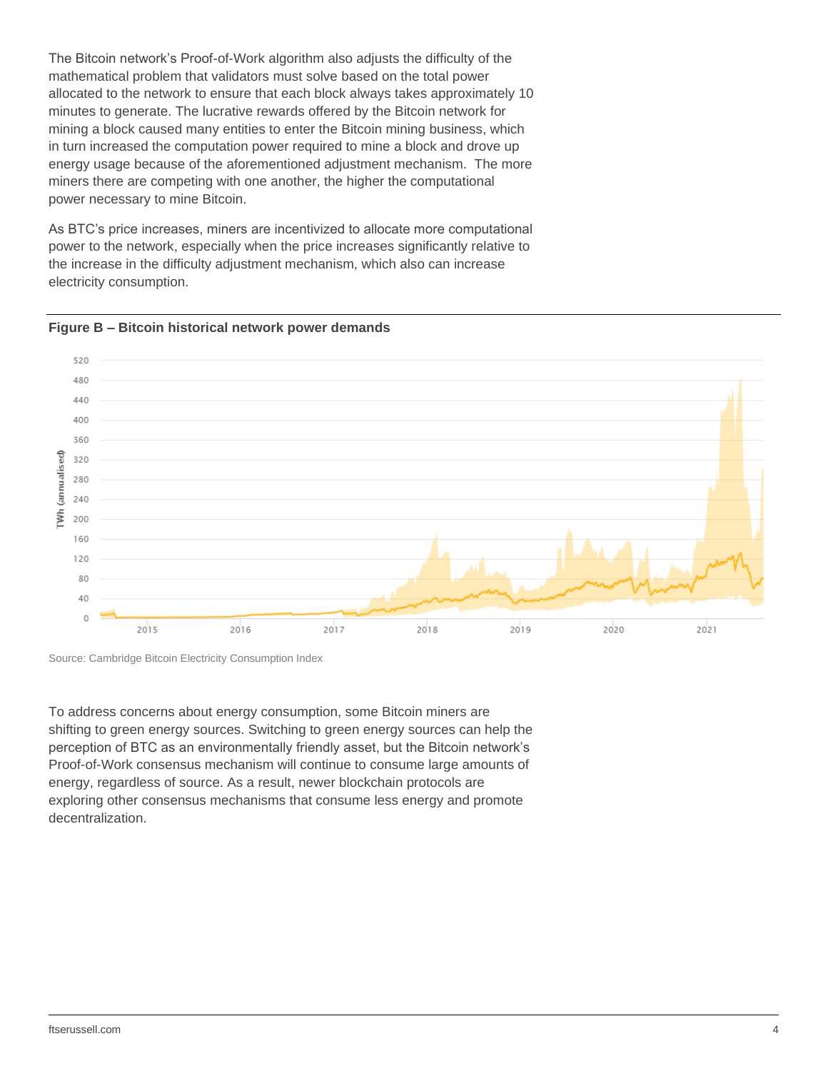The Bitcoin network's Proof-of-Work algorithm also adjusts the difficulty of the mathematical problem that validators must solve based on the total power allocated to the network to ensure that each block always takes approximately 10 minutes to generate. The lucrative rewards offered by the Bitcoin network for mining a block caused many entities to enter the Bitcoin mining business, which in turn increased the computation power required to mine a block and drove up energy usage because of the aforementioned adjustment mechanism. The more miners there are competing with one another, the higher the computational power necessary to mine Bitcoin.

As BTC's price increases, miners are incentivized to allocate more computational power to the network, especially when the price increases significantly relative to the increase in the difficulty adjustment mechanism, which also can increase electricity consumption.

**Figure B – Bitcoin historical network power demands**

Source: Cambridge Bitcoin Electricity Consumption Index

To address concerns about energy consumption, some Bitcoin miners are shifting to green energy sources. Switching to green energy sources can help the perception of BTC as an environmentally friendly asset, but the Bitcoin network's Proof-of-Work consensus mechanism will continue to consume large amounts of energy, regardless of source. As a result, newer blockchain protocols are exploring other consensus mechanisms that consume less energy and promote decentralization.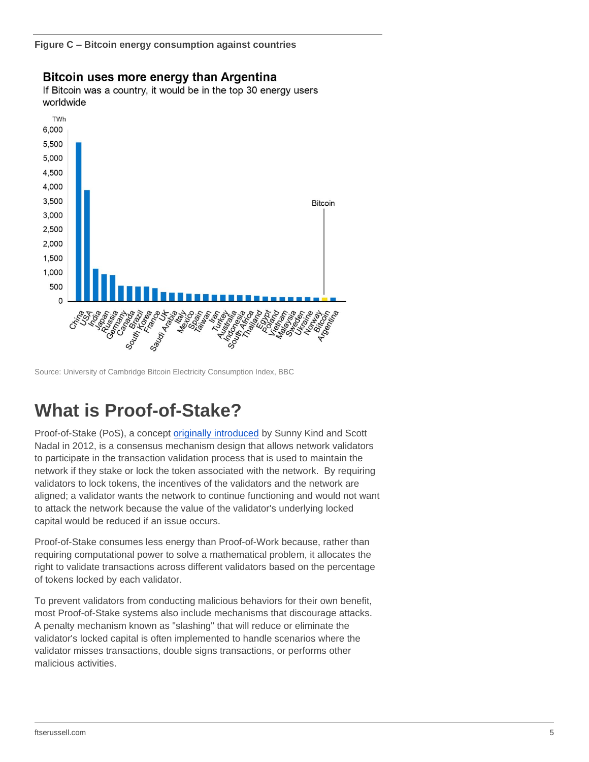**Figure C – Bitcoin energy consumption against countries**

**Bitcoin uses more energy than Argentina**

If Bitcoin was a country, it would be in the top 30 energy users worldwide

Source: University of Cambridge Bitcoin Electricity Consumption Index, BBC

# What is Proof-of-Stake?

Proof-of-Stake (PoS), a concept [originally introduced](#) by Sunny Kind and Scott Nadal in 2012, is a consensus mechanism design that allows network validators to participate in the transaction validation process that is used to maintain the network if they stake or lock the token associated with the network. By requiring validators to lock tokens, the incentives of the validators and the network are aligned; a validator wants the network to continue functioning and would not want to attack the network because the value of the validator's underlying locked capital would be reduced if an issue occurs.

Proof-of-Stake consumes less energy than Proof-of-Work because, rather than requiring computational power to solve a mathematical problem, it allocates the right to validate transactions across different validators based on the percentage of tokens locked by each validator.

To prevent validators from conducting malicious behaviors for their own benefit, most Proof-of-Stake systems also include mechanisms that discourage attacks. A penalty mechanism known as "slashing" that will reduce or eliminate the validator's locked capital is often implemented to handle scenarios where the validator misses transactions, double signs transactions, or performs other malicious activities.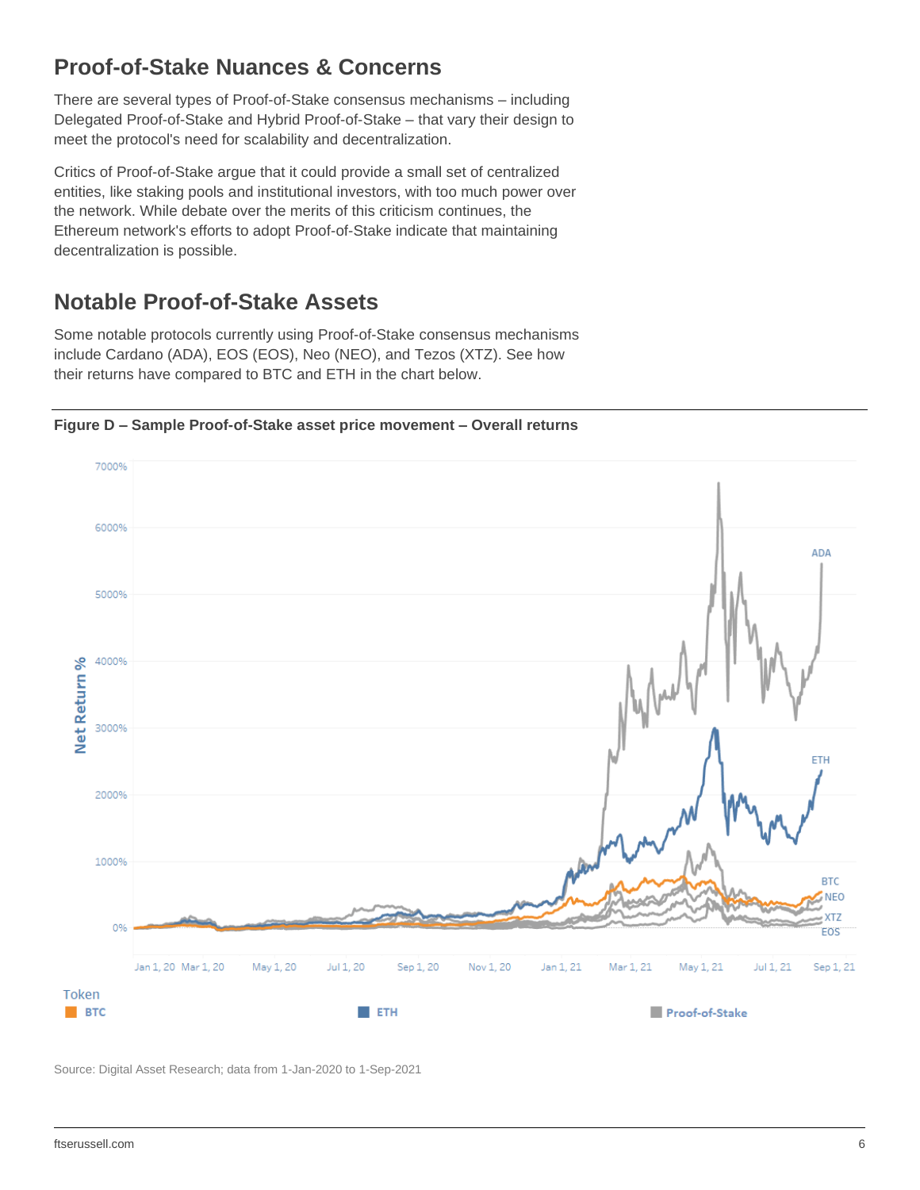## Proof-of-Stake Nuances & Concerns

There are several types of Proof-of-Stake consensus mechanisms – including Delegated Proof-of-Stake and Hybrid Proof-of-Stake – that vary their design to meet the protocol's need for scalability and decentralization.

Critics of Proof-of-Stake argue that it could provide a small set of centralized entities, like staking pools and institutional investors, with too much power over the network. While debate over the merits of this criticism continues, the Ethereum network's efforts to adopt Proof-of-Stake indicate that maintaining decentralization is possible.

## Notable Proof-of-Stake Assets

Some notable protocols currently using Proof-of-Stake consensus mechanisms include Cardano (ADA), EOS (EOS), Neo (NEO), and Tezos (XTZ). See how their returns have compared to BTC and ETH in the chart below.

**Figure D – Sample Proof-of-Stake asset price movement – Overall returns**

Source: Digital Asset Research; data from 1-Jan-2020 to 1-Sep-2021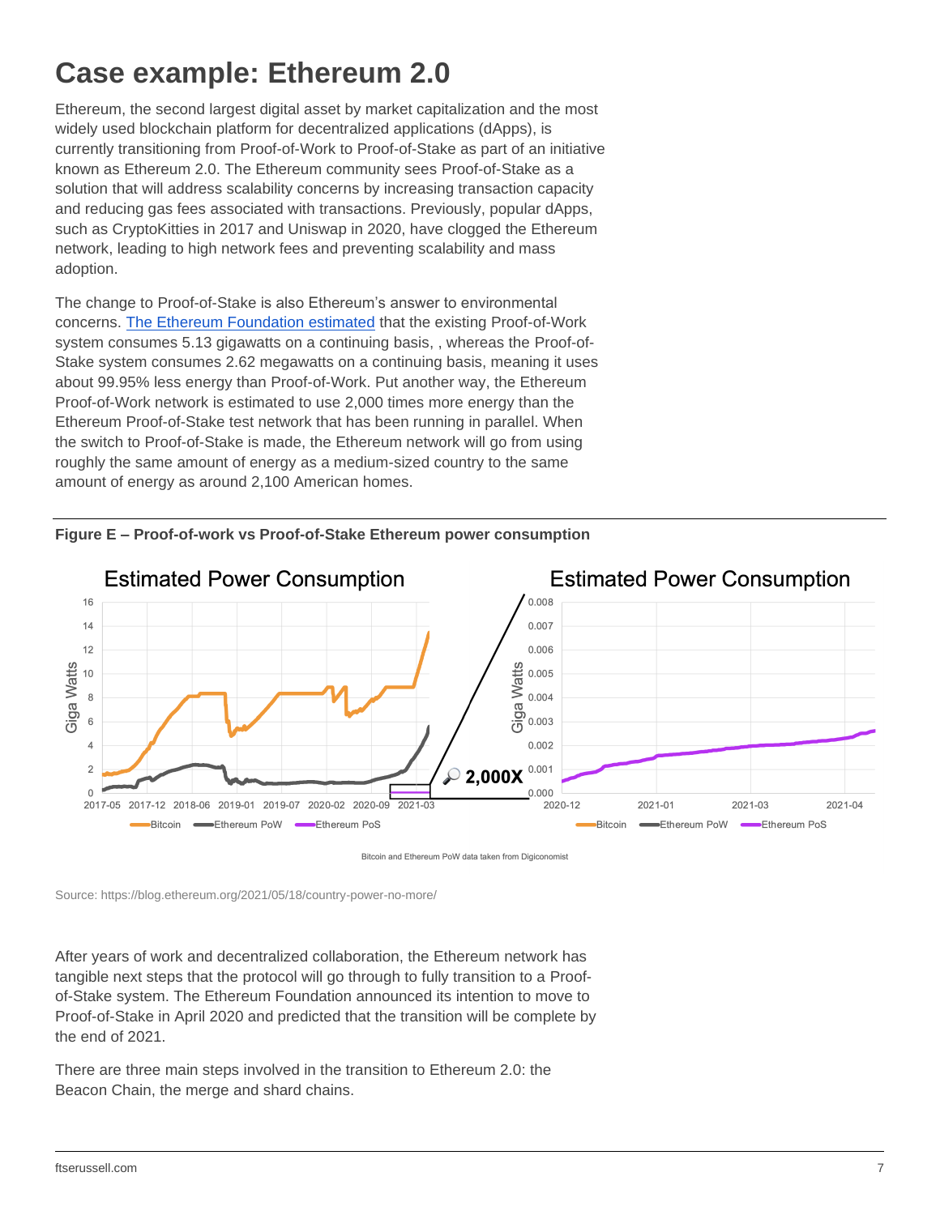# Case example: Ethereum 2.0

Ethereum, the second largest digital asset by market capitalization and the most widely used blockchain platform for decentralized applications (dApps), is currently transitioning from Proof-of-Work to Proof-of-Stake as part of an initiative known as Ethereum 2.0. The Ethereum community sees Proof-of-Stake as a solution that will address scalability concerns by increasing transaction capacity and reducing gas fees associated with transactions. Previously, popular dApps, such as CryptoKitties in 2017 and Uniswap in 2020, have clogged the Ethereum network, leading to high network fees and preventing scalability and mass adoption.

The change to Proof-of-Stake is also Ethereum's answer to environmental concerns. [The Ethereum Foundation estimated](https://blog.ethereum.org/2021/05/18/country-power-no-more/) that the existing Proof-of-Work system consumes 5.13 gigawatts on a continuing basis, , whereas the Proof-of-Stake system consumes 2.62 megawatts on a continuing basis, meaning it uses about 99.95% less energy than Proof-of-Work. Put another way, the Ethereum Proof-of-Work network is estimated to use 2,000 times more energy than the Ethereum Proof-of-Stake test network that has been running in parallel. When the switch to Proof-of-Stake is made, the Ethereum network will go from using roughly the same amount of energy as a medium-sized country to the same amount of energy as around 2,100 American homes.

**Figure E – Proof-of-work vs Proof-of-Stake Ethereum power consumption**

Source: https://blog.ethereum.org/2021/05/18/country-power-no-more/

After years of work and decentralized collaboration, the Ethereum network has tangible next steps that the protocol will go through to fully transition to a Proof-of-Stake system. The Ethereum Foundation announced its intention to move to Proof-of-Stake in April 2020 and predicted that the transition will be complete by the end of 2021.

There are three main steps involved in the transition to Ethereum 2.0: the Beacon Chain, the merge and shard chains.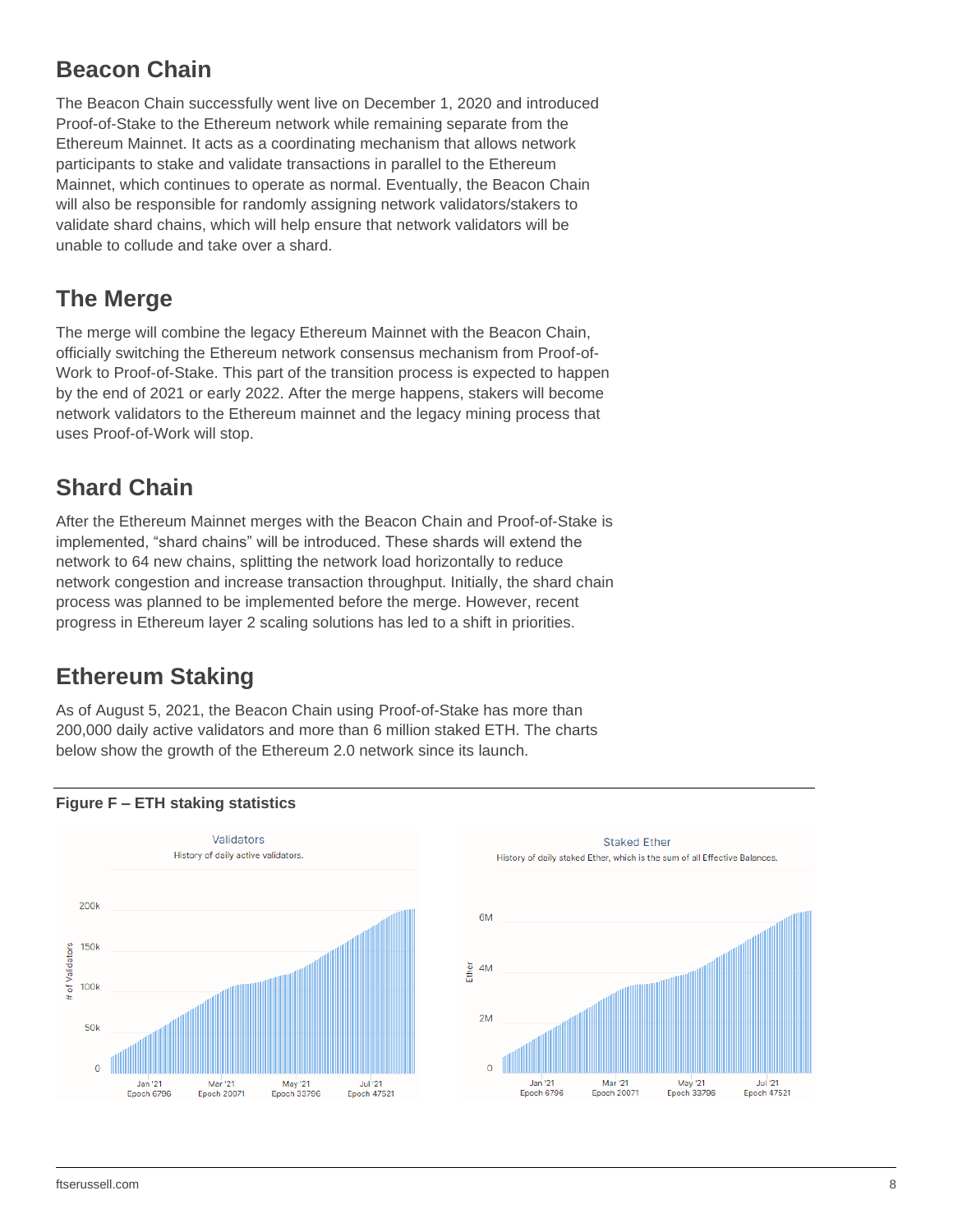## Beacon Chain

The Beacon Chain successfully went live on December 1, 2020 and introduced Proof-of-Stake to the Ethereum network while remaining separate from the Ethereum Mainnet. It acts as a coordinating mechanism that allows network participants to stake and validate transactions in parallel to the Ethereum Mainnet, which continues to operate as normal. Eventually, the Beacon Chain will also be responsible for randomly assigning network validators/stakers to validate shard chains, which will help ensure that network validators will be unable to collude and take over a shard.

## The Merge

The merge will combine the legacy Ethereum Mainnet with the Beacon Chain, officially switching the Ethereum network consensus mechanism from Proof-of-Work to Proof-of-Stake. This part of the transition process is expected to happen by the end of 2021 or early 2022. After the merge happens, stakers will become network validators to the Ethereum mainnet and the legacy mining process that uses Proof-of-Work will stop.

## Shard Chain

After the Ethereum Mainnet merges with the Beacon Chain and Proof-of-Stake is implemented, "shard chains" will be introduced. These shards will extend the network to 64 new chains, splitting the network load horizontally to reduce network congestion and increase transaction throughput. Initially, the shard chain process was planned to be implemented before the merge. However, recent progress in Ethereum layer 2 scaling solutions has led to a shift in priorities.

## Ethereum Staking

As of August 5, 2021, the Beacon Chain using Proof-of-Stake has more than 200,000 daily active validators and more than 6 million staked ETH. The charts below show the growth of the Ethereum 2.0 network since its launch.

**Figure F – ETH staking statistics**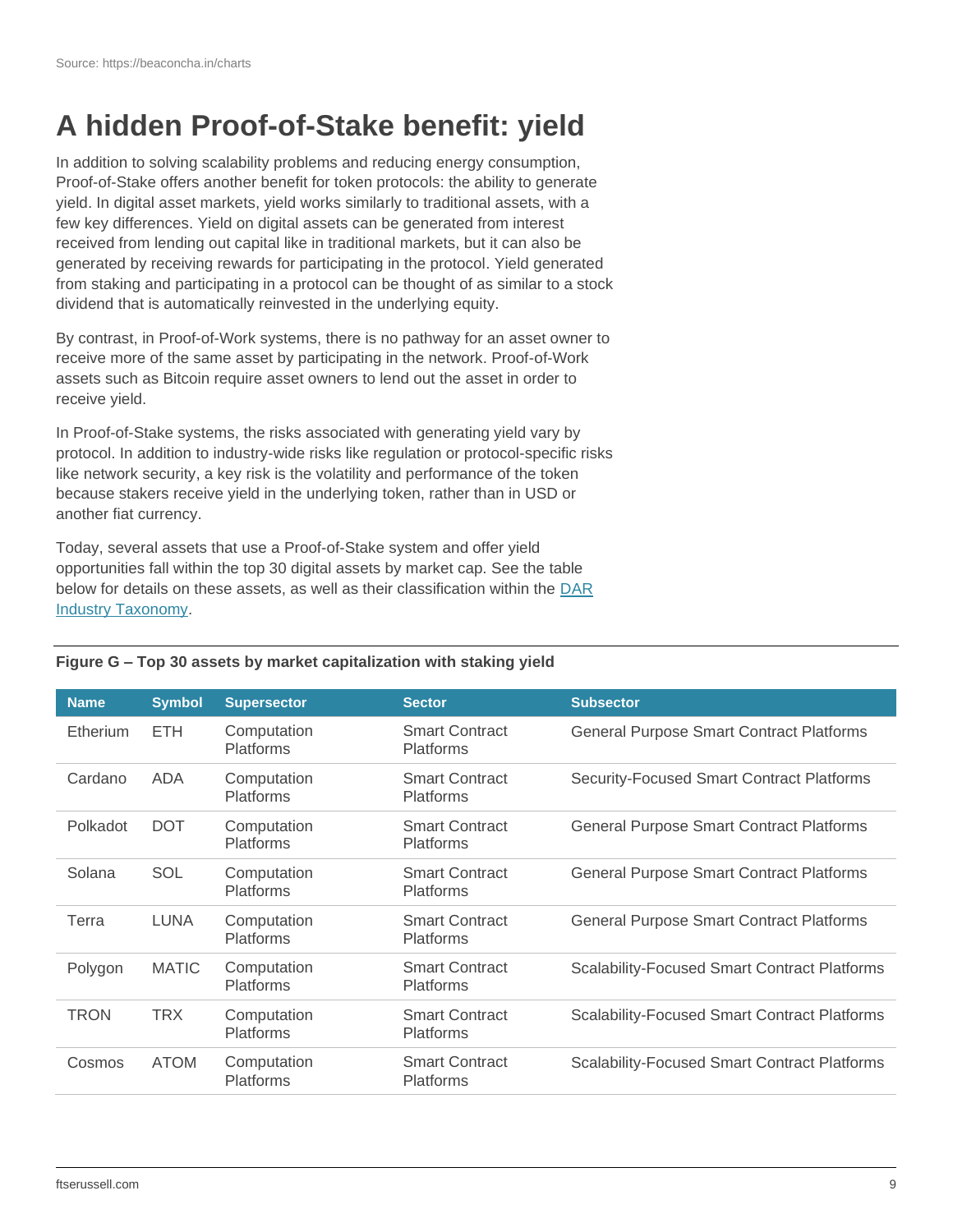Source: https://beaconcha.in/charts

# A hidden Proof-of-Stake benefit: yield

In addition to solving scalability problems and reducing energy consumption, Proof-of-Stake offers another benefit for token protocols: the ability to generate yield. In digital asset markets, yield works similarly to traditional assets, with a few key differences. Yield on digital assets can be generated from interest received from lending out capital like in traditional markets, but it can also be generated by receiving rewards for participating in the protocol. Yield generated from staking and participating in a protocol can be thought of as similar to a stock dividend that is automatically reinvested in the underlying equity.

By contrast, in Proof-of-Work systems, there is no pathway for an asset owner to receive more of the same asset by participating in the network. Proof-of-Work assets such as Bitcoin require asset owners to lend out the asset in order to receive yield.

In Proof-of-Stake systems, the risks associated with generating yield vary by protocol. In addition to industry-wide risks like regulation or protocol-specific risks like network security, a key risk is the volatility and performance of the token because stakers receive yield in the underlying token, rather than in USD or another fiat currency.

Today, several assets that use a Proof-of-Stake system and offer yield opportunities fall within the top 30 digital assets by market cap. See the table below for details on these assets, as well as their classification within the DAR Industry Taxonomy.

**Figure G – Top 30 assets by market capitalization with staking yield**

| Name | Symbol | Supersector | Sector | Subsector |
|---|---|---|---|---|
| Etherium | ETH | Computation Platforms | Smart Contract Platforms | General Purpose Smart Contract Platforms |
| Cardano | ADA | Computation Platforms | Smart Contract Platforms | Security-Focused Smart Contract Platforms |
| Polkadot | DOT | Computation Platforms | Smart Contract Platforms | General Purpose Smart Contract Platforms |
| Solana | SOL | Computation Platforms | Smart Contract Platforms | General Purpose Smart Contract Platforms |
| Terra | LUNA | Computation Platforms | Smart Contract Platforms | General Purpose Smart Contract Platforms |
| Polygon | MATIC | Computation Platforms | Smart Contract Platforms | Scalability-Focused Smart Contract Platforms |
| TRON | TRX | Computation Platforms | Smart Contract Platforms | Scalability-Focused Smart Contract Platforms |
| Cosmos | ATOM | Computation Platforms | Smart Contract Platforms | Scalability-Focused Smart Contract Platforms |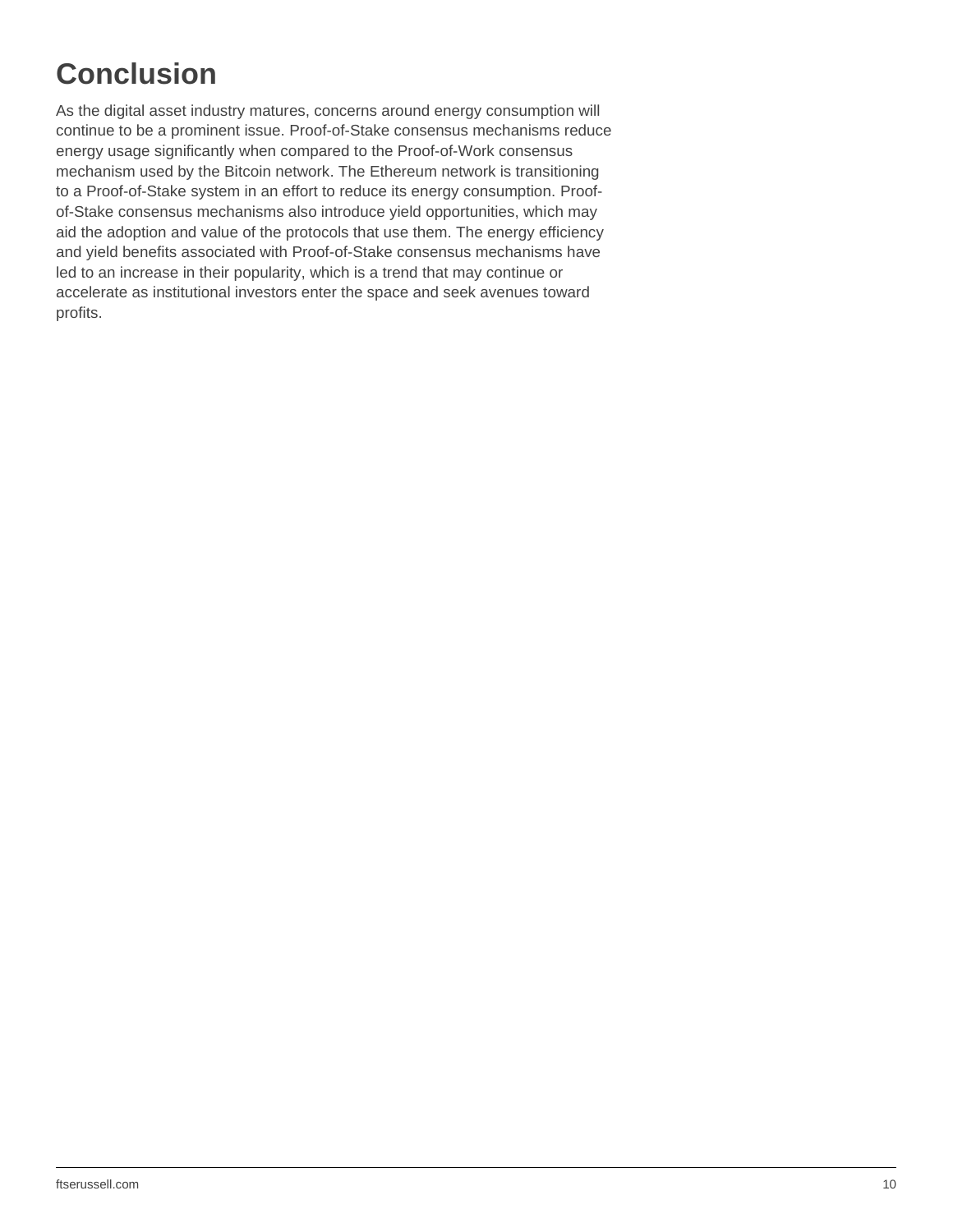# Conclusion

As the digital asset industry matures, concerns around energy consumption will continue to be a prominent issue. Proof-of-Stake consensus mechanisms reduce energy usage significantly when compared to the Proof-of-Work consensus mechanism used by the Bitcoin network. The Ethereum network is transitioning to a Proof-of-Stake system in an effort to reduce its energy consumption. Proof-of-Stake consensus mechanisms also introduce yield opportunities, which may aid the adoption and value of the protocols that use them. The energy efficiency and yield benefits associated with Proof-of-Stake consensus mechanisms have led to an increase in their popularity, which is a trend that may continue or accelerate as institutional investors enter the space and seek avenues toward profits.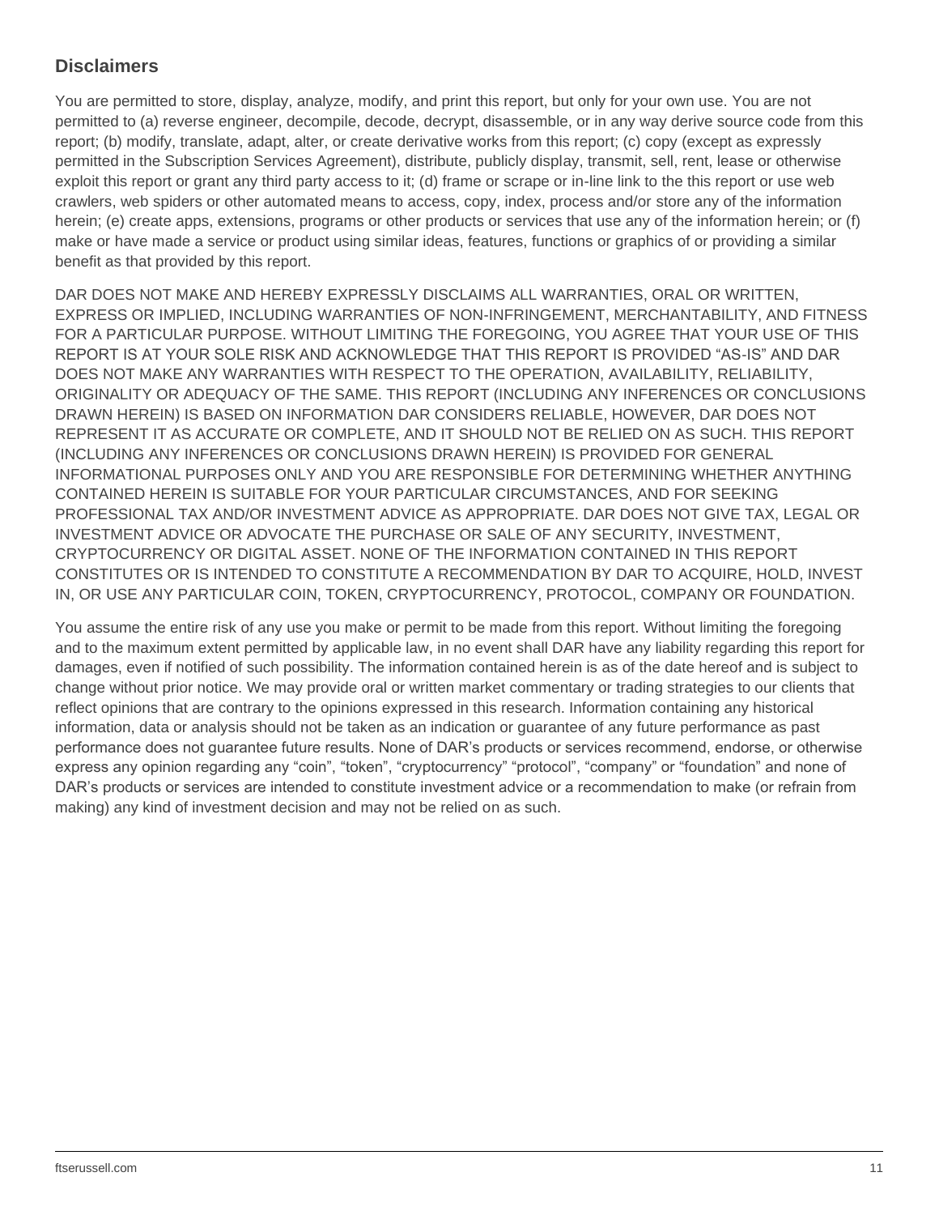## Disclaimers

You are permitted to store, display, analyze, modify, and print this report, but only for your own use. You are not permitted to (a) reverse engineer, decompile, decode, decrypt, disassemble, or in any way derive source code from this report; (b) modify, translate, adapt, alter, or create derivative works from this report; (c) copy (except as expressly permitted in the Subscription Services Agreement), distribute, publicly display, transmit, sell, rent, lease or otherwise exploit this report or grant any third party access to it; (d) frame or scrape or in-line link to the this report or use web crawlers, web spiders or other automated means to access, copy, index, process and/or store any of the information herein; (e) create apps, extensions, programs or other products or services that use any of the information herein; or (f) make or have made a service or product using similar ideas, features, functions or graphics of or providing a similar benefit as that provided by this report.

DAR DOES NOT MAKE AND HEREBY EXPRESSLY DISCLAIMS ALL WARRANTIES, ORAL OR WRITTEN, EXPRESS OR IMPLIED, INCLUDING WARRANTIES OF NON-INFRINGEMENT, MERCHANTABILITY, AND FITNESS FOR A PARTICULAR PURPOSE. WITHOUT LIMITING THE FOREGOING, YOU AGREE THAT YOUR USE OF THIS REPORT IS AT YOUR SOLE RISK AND ACKNOWLEDGE THAT THIS REPORT IS PROVIDED "AS-IS" AND DAR DOES NOT MAKE ANY WARRANTIES WITH RESPECT TO THE OPERATION, AVAILABILITY, RELIABILITY, ORIGINALITY OR ADEQUACY OF THE SAME. THIS REPORT (INCLUDING ANY INFERENCES OR CONCLUSIONS DRAWN HEREIN) IS BASED ON INFORMATION DAR CONSIDERS RELIABLE, HOWEVER, DAR DOES NOT REPRESENT IT AS ACCURATE OR COMPLETE, AND IT SHOULD NOT BE RELIED ON AS SUCH. THIS REPORT (INCLUDING ANY INFERENCES OR CONCLUSIONS DRAWN HEREIN) IS PROVIDED FOR GENERAL INFORMATIONAL PURPOSES ONLY AND YOU ARE RESPONSIBLE FOR DETERMINING WHETHER ANYTHING CONTAINED HEREIN IS SUITABLE FOR YOUR PARTICULAR CIRCUMSTANCES, AND FOR SEEKING PROFESSIONAL TAX AND/OR INVESTMENT ADVICE AS APPROPRIATE. DAR DOES NOT GIVE TAX, LEGAL OR INVESTMENT ADVICE OR ADVOCATE THE PURCHASE OR SALE OF ANY SECURITY, INVESTMENT, CRYPTOCURRENCY OR DIGITAL ASSET. NONE OF THE INFORMATION CONTAINED IN THIS REPORT CONSTITUTES OR IS INTENDED TO CONSTITUTE A RECOMMENDATION BY DAR TO ACQUIRE, HOLD, INVEST IN, OR USE ANY PARTICULAR COIN, TOKEN, CRYPTOCURRENCY, PROTOCOL, COMPANY OR FOUNDATION.

You assume the entire risk of any use you make or permit to be made from this report. Without limiting the foregoing and to the maximum extent permitted by applicable law, in no event shall DAR have any liability regarding this report for damages, even if notified of such possibility. The information contained herein is as of the date hereof and is subject to change without prior notice. We may provide oral or written market commentary or trading strategies to our clients that reflect opinions that are contrary to the opinions expressed in this research. Information containing any historical information, data or analysis should not be taken as an indication or guarantee of any future performance as past performance does not guarantee future results. None of DAR's products or services recommend, endorse, or otherwise express any opinion regarding any "coin", "token", "cryptocurrency" "protocol", "company" or "foundation" and none of DAR's products or services are intended to constitute investment advice or a recommendation to make (or refrain from making) any kind of investment decision and may not be relied on as such.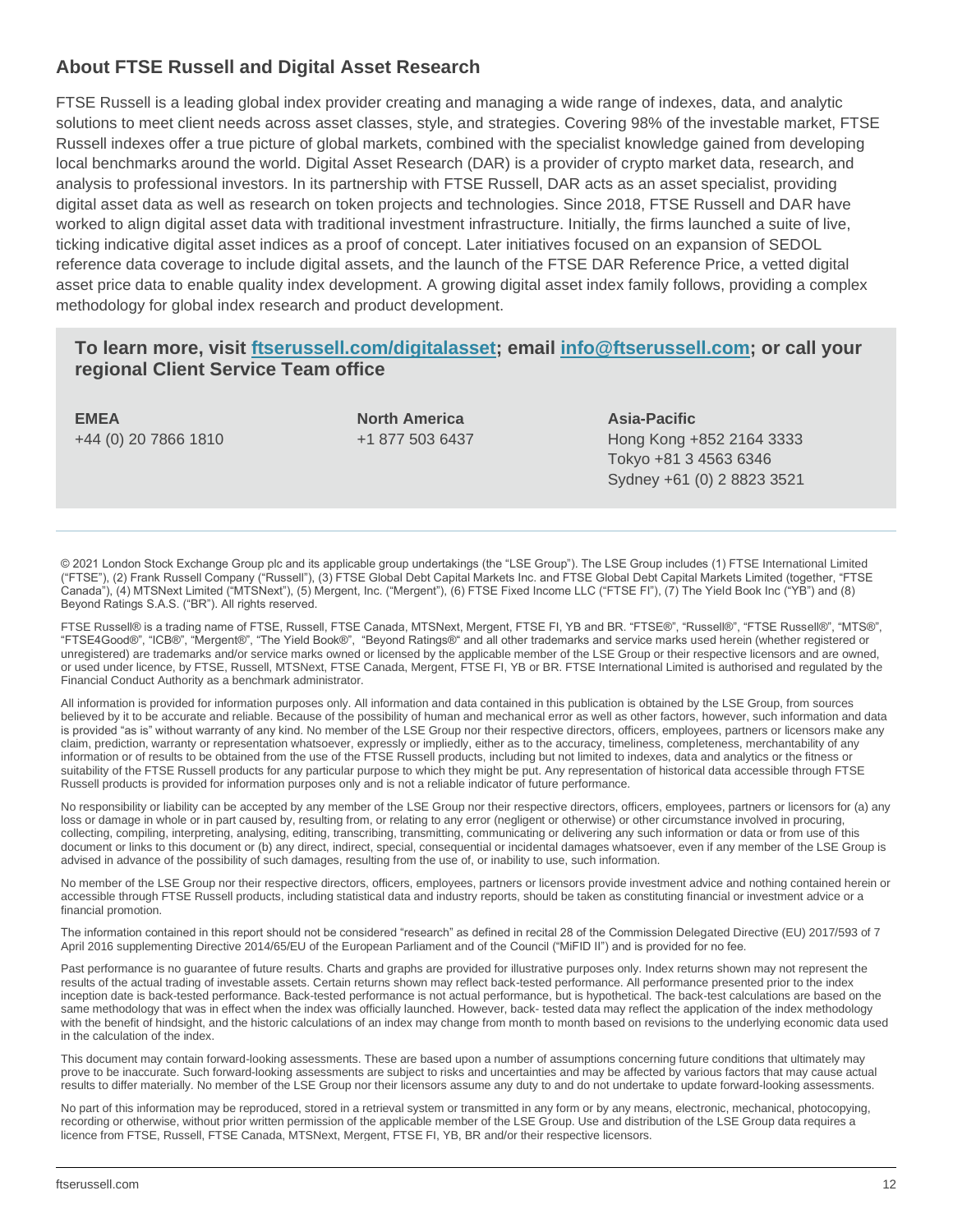## About FTSE Russell and Digital Asset Research

FTSE Russell is a leading global index provider creating and managing a wide range of indexes, data, and analytic solutions to meet client needs across asset classes, style, and strategies. Covering 98% of the investable market, FTSE Russell indexes offer a true picture of global markets, combined with the specialist knowledge gained from developing local benchmarks around the world. Digital Asset Research (DAR) is a provider of crypto market data, research, and analysis to professional investors. In its partnership with FTSE Russell, DAR acts as an asset specialist, providing digital asset data as well as research on token projects and technologies. Since 2018, FTSE Russell and DAR have worked to align digital asset data with traditional investment infrastructure. Initially, the firms launched a suite of live, ticking indicative digital asset indices as a proof of concept. Later initiatives focused on an expansion of SEDOL reference data coverage to include digital assets, and the launch of the FTSE DAR Reference Price, a vetted digital asset price data to enable quality index development. A growing digital asset index family follows, providing a complex methodology for global index research and product development.

**To learn more, visit [ftserussell.com/digitalasset](ftserussell.com/digitalasset); email [info@ftserussell.com](mailto:info@ftserussell.com); or call your regional Client Service Team office**

**EMEA**
+44 (0) 20 7866 1810

**North America**
+1 877 503 6437

**Asia-Pacific**
Hong Kong +852 2164 3333
Tokyo +81 3 4563 6346
Sydney +61 (0) 2 8823 3521

© 2021 London Stock Exchange Group plc and its applicable group undertakings (the "LSE Group"). The LSE Group includes (1) FTSE International Limited ("FTSE"), (2) Frank Russell Company ("Russell"), (3) FTSE Global Debt Capital Markets Inc. and FTSE Global Debt Capital Markets Limited (together, "FTSE Canada"), (4) MTSNext Limited ("MTSNext"), (5) Mergent, Inc. ("Mergent"), (6) FTSE Fixed Income LLC ("FTSE FI"), (7) The Yield Book Inc ("YB") and (8) Beyond Ratings S.A.S. ("BR"). All rights reserved.

FTSE Russell® is a trading name of FTSE, Russell, FTSE Canada, MTSNext, Mergent, FTSE FI, YB and BR. "FTSE®", "Russell®", "FTSE Russell®", "MTS®", "FTSE4Good®", "ICB®", "Mergent®", "The Yield Book®", "Beyond Ratings®" and all other trademarks and service marks used herein (whether registered or unregistered) are trademarks and/or service marks owned or licensed by the applicable member of the LSE Group or their respective licensors and are owned, or used under licence, by FTSE, Russell, MTSNext, FTSE Canada, Mergent, FTSE FI, YB or BR. FTSE International Limited is authorised and regulated by the Financial Conduct Authority as a benchmark administrator.

All information is provided for information purposes only. All information and data contained in this publication is obtained by the LSE Group, from sources believed by it to be accurate and reliable. Because of the possibility of human and mechanical error as well as other factors, however, such information and data is provided "as is" without warranty of any kind. No member of the LSE Group nor their respective directors, officers, employees, partners or licensors make any claim, prediction, warranty or representation whatsoever, expressly or impliedly, either as to the accuracy, timeliness, completeness, merchantability of any information or of results to be obtained from the use of the FTSE Russell products, including but not limited to indexes, data and analytics or the fitness or suitability of the FTSE Russell products for any particular purpose to which they might be put. Any representation of historical data accessible through FTSE Russell products is provided for information purposes only and is not a reliable indicator of future performance.

No responsibility or liability can be accepted by any member of the LSE Group nor their respective directors, officers, employees, partners or licensors for (a) any loss or damage in whole or in part caused by, resulting from, or relating to any error (negligent or otherwise) or other circumstance involved in procuring, collecting, compiling, interpreting, analysing, editing, transcribing, transmitting, communicating or delivering any such information or data or from use of this document or links to this document or (b) any direct, indirect, special, consequential or incidental damages whatsoever, even if any member of the LSE Group is advised in advance of the possibility of such damages, resulting from the use of, or inability to use, such information.

No member of the LSE Group nor their respective directors, officers, employees, partners or licensors provide investment advice and nothing contained herein or accessible through FTSE Russell products, including statistical data and industry reports, should be taken as constituting financial or investment advice or a financial promotion.

The information contained in this report should not be considered "research" as defined in recital 28 of the Commission Delegated Directive (EU) 2017/593 of 7 April 2016 supplementing Directive 2014/65/EU of the European Parliament and of the Council ("MiFID II") and is provided for no fee.

Past performance is no guarantee of future results. Charts and graphs are provided for illustrative purposes only. Index returns shown may not represent the results of the actual trading of investable assets. Certain returns shown may reflect back-tested performance. All performance presented prior to the index inception date is back-tested performance. Back-tested performance is not actual performance, but is hypothetical. The back-test calculations are based on the same methodology that was in effect when the index was officially launched. However, back- tested data may reflect the application of the index methodology with the benefit of hindsight, and the historic calculations of an index may change from month to month based on revisions to the underlying economic data used in the calculation of the index.

This document may contain forward-looking assessments. These are based upon a number of assumptions concerning future conditions that ultimately may prove to be inaccurate. Such forward-looking assessments are subject to risks and uncertainties and may be affected by various factors that may cause actual results to differ materially. No member of the LSE Group nor their licensors assume any duty to and do not undertake to update forward-looking assessments.

No part of this information may be reproduced, stored in a retrieval system or transmitted in any form or by any means, electronic, mechanical, photocopying, recording or otherwise, without prior written permission of the applicable member of the LSE Group. Use and distribution of the LSE Group data requires a licence from FTSE, Russell, FTSE Canada, MTSNext, Mergent, FTSE FI, YB, BR and/or their respective licensors.